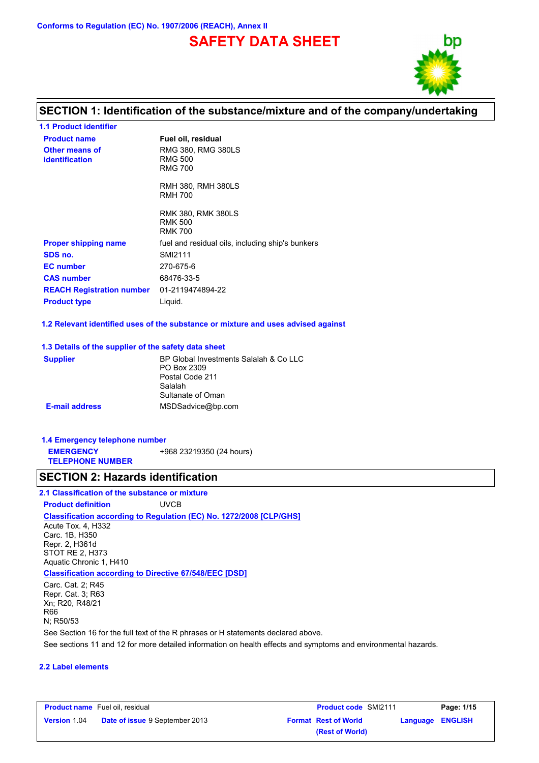Conforms to Regulation (EC) No. 1907/2006 (REACH), Annex II

# SAFETY DATA SHEET

## SECTION 1: Identification of the substance/mixture and of the company/undertaking

### 1.1 Product identifier

| | |
|---|---|
| **Product name** | **Fuel oil, residual** |
| **Other means of identification** | RMG 380, RMG 380LS<br>RMG 500<br>RMG 700<br><br>RMH 380, RMH 380LS<br>RMH 700<br><br>RMK 380, RMK 380LS<br>RMK 500<br>RMK 700 |
| **Proper shipping name** | fuel and residual oils, including ship's bunkers |
| **SDS no.** | SMI2111 |
| **EC number** | 270-675-6 |
| **CAS number** | 68476-33-5 |
| **REACH Registration number** | 01-2119474894-22 |
| **Product type** | Liquid. |

### 1.2 Relevant identified uses of the substance or mixture and uses advised against

### 1.3 Details of the supplier of the safety data sheet

| | |
|---|---|
| **Supplier** | BP Global Investments Salalah & Co LLC<br>PO Box 2309<br>Postal Code 211<br>Salalah<br>Sultanate of Oman |
| **E-mail address** | MSDSadvice@bp.com |

### 1.4 Emergency telephone number

| | |
|---|---|
| **EMERGENCY TELEPHONE NUMBER** | +968 23219350 (24 hours) |

## SECTION 2: Hazards identification

### 2.1 Classification of the substance or mixture

**Product definition** UVCB

**Classification according to Regulation (EC) No. 1272/2008 [CLP/GHS]**

Acute Tox. 4, H332
Carc. 1B, H350
Repr. 2, H361d
STOT RE 2, H373
Aquatic Chronic 1, H410

**Classification according to Directive 67/548/EEC [DSD]**

Carc. Cat. 2; R45
Repr. Cat. 3; R63
Xn; R20, R48/21
R66
N; R50/53

See Section 16 for the full text of the R phrases or H statements declared above.

See sections 11 and 12 for more detailed information on health effects and symptoms and environmental hazards.

### 2.2 Label elements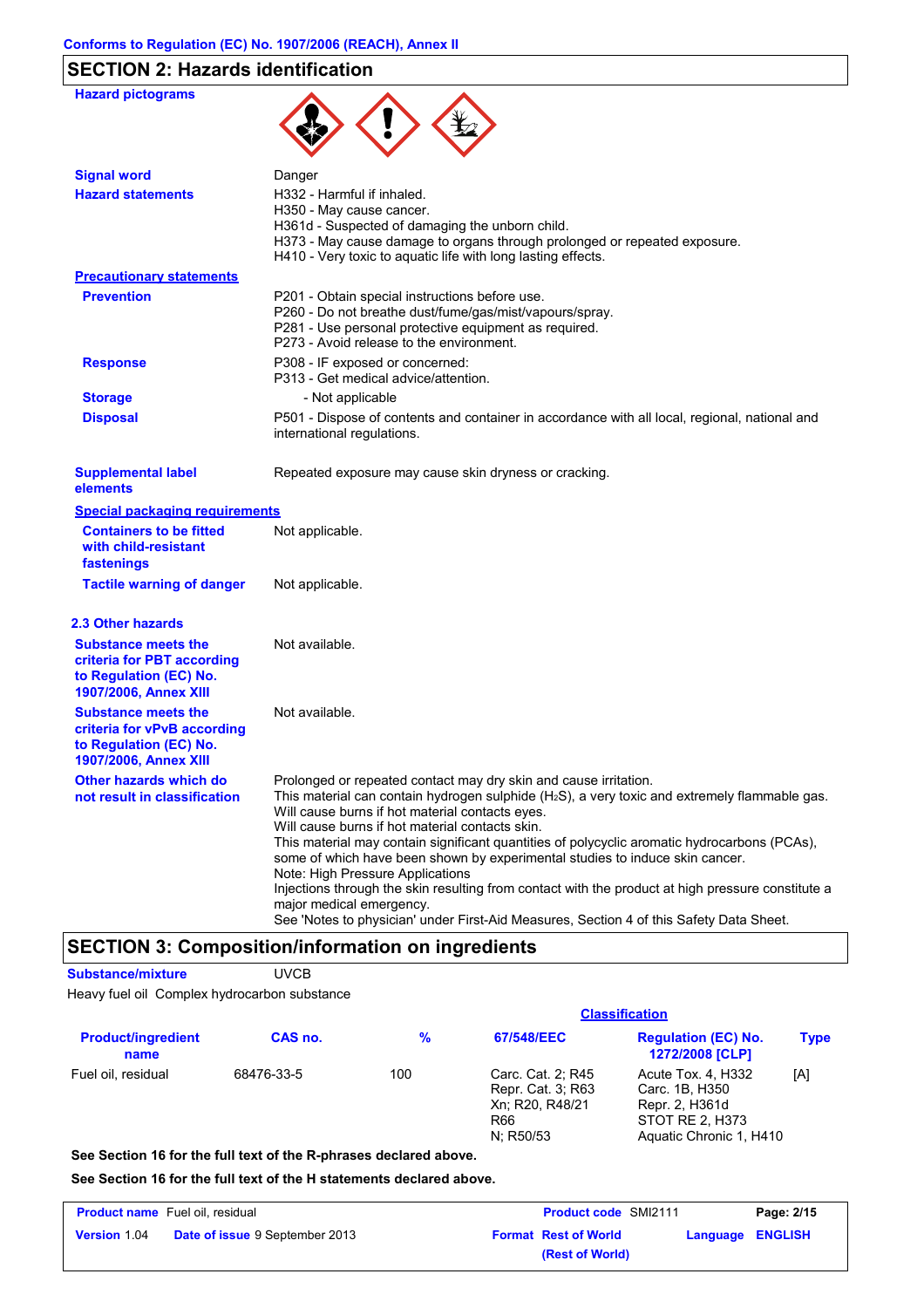Conforms to Regulation (EC) No. 1907/2006 (REACH), Annex II

## SECTION 2: Hazards identification

**Hazard pictograms**

**Signal word** Danger

**Hazard statements**
H332 - Harmful if inhaled.
H350 - May cause cancer.
H361d - Suspected of damaging the unborn child.
H373 - May cause damage to organs through prolonged or repeated exposure.
H410 - Very toxic to aquatic life with long lasting effects.

**Precautionary statements**

**Prevention**
P201 - Obtain special instructions before use.
P260 - Do not breathe dust/fume/gas/mist/vapours/spray.
P281 - Use personal protective equipment as required.
P273 - Avoid release to the environment.

**Response**
P308 - IF exposed or concerned:
P313 - Get medical advice/attention.

**Storage** - Not applicable

**Disposal** P501 - Dispose of contents and container in accordance with all local, regional, national and international regulations.

**Supplemental label elements** Repeated exposure may cause skin dryness or cracking.

**Special packaging requirements**

**Containers to be fitted with child-resistant fastenings** Not applicable.

**Tactile warning of danger** Not applicable.

### 2.3 Other hazards

**Substance meets the criteria for PBT according to Regulation (EC) No. 1907/2006, Annex XIII** Not available.

**Substance meets the criteria for vPvB according to Regulation (EC) No. 1907/2006, Annex XIII** Not available.

**Other hazards which do not result in classification**
Prolonged or repeated contact may dry skin and cause irritation.
This material can contain hydrogen sulphide ($H_2S$), a very toxic and extremely flammable gas.
Will cause burns if hot material contacts eyes.
Will cause burns if hot material contacts skin.
This material may contain significant quantities of polycyclic aromatic hydrocarbons (PCAs), some of which have been shown by experimental studies to induce skin cancer.
Note: High Pressure Applications
Injections through the skin resulting from contact with the product at high pressure constitute a major medical emergency.
See 'Notes to physician' under First-Aid Measures, Section 4 of this Safety Data Sheet.

## SECTION 3: Composition/information on ingredients

**Substance/mixture** UVCB

Heavy fuel oil Complex hydrocarbon substance

| Product/ingredient name | CAS no. | % | Classification 67/548/EEC | Regulation (EC) No. 1272/2008 [CLP] | Type |
|---|---|---|---|---|---|
| Fuel oil, residual | 68476-33-5 | 100 | Carc. Cat. 2; R45<br>Repr. Cat. 3; R63<br>Xn; R20, R48/21<br>R66<br>N; R50/53 | Acute Tox. 4, H332<br>Carc. 1B, H350<br>Repr. 2, H361d<br>STOT RE 2, H373<br>Aquatic Chronic 1, H410 | [A] |

**See Section 16 for the full text of the R-phrases declared above.**

**See Section 16 for the full text of the H statements declared above.**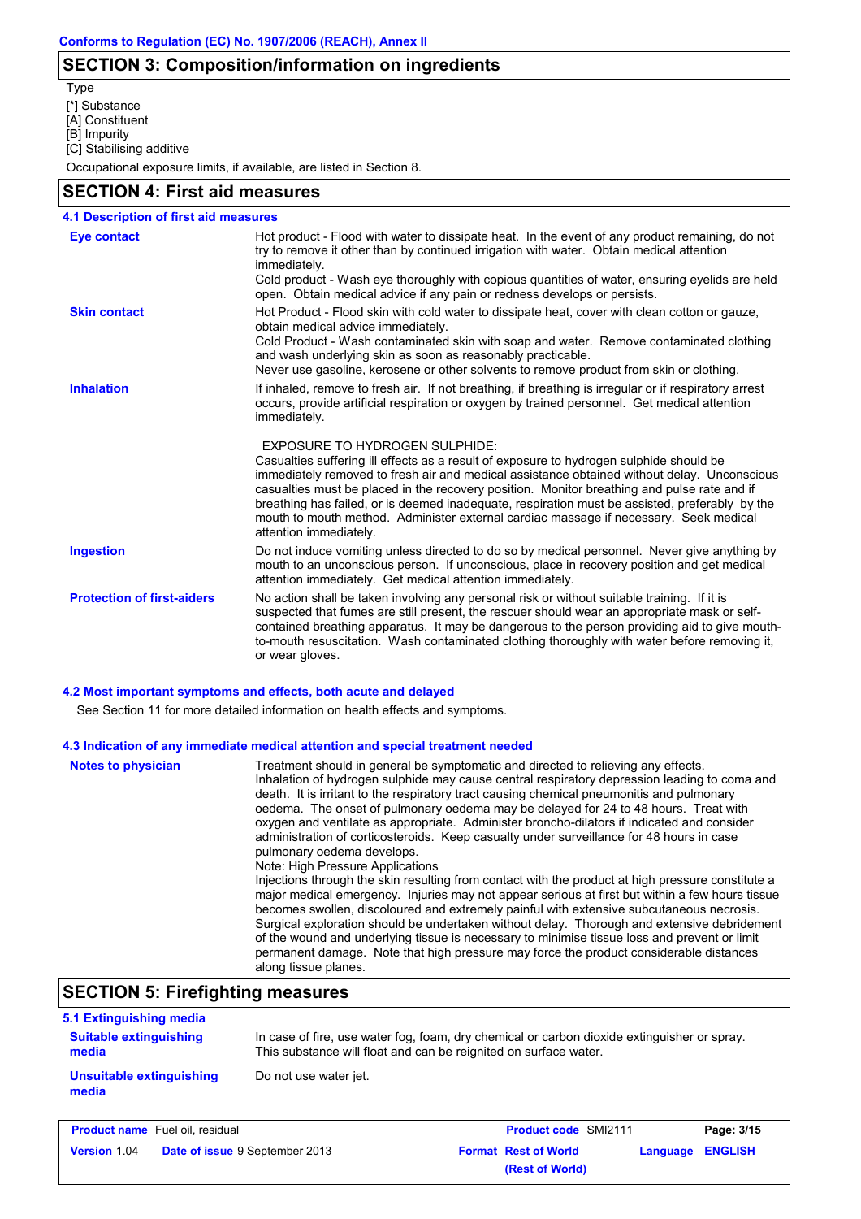## SECTION 3: Composition/information on ingredients

Type

[*] Substance
[A] Constituent
[B] Impurity
[C] Stabilising additive

Occupational exposure limits, if available, are listed in Section 8.

## SECTION 4: First aid measures

### 4.1 Description of first aid measures

**Eye contact**

Hot product - Flood with water to dissipate heat. In the event of any product remaining, do not try to remove it other than by continued irrigation with water. Obtain medical attention immediately.
Cold product - Wash eye thoroughly with copious quantities of water, ensuring eyelids are held open. Obtain medical advice if any pain or redness develops or persists.

**Skin contact**

Hot Product - Flood skin with cold water to dissipate heat, cover with clean cotton or gauze, obtain medical advice immediately.
Cold Product - Wash contaminated skin with soap and water. Remove contaminated clothing and wash underlying skin as soon as reasonably practicable.
Never use gasoline, kerosene or other solvents to remove product from skin or clothing.

**Inhalation**

If inhaled, remove to fresh air. If not breathing, if breathing is irregular or if respiratory arrest occurs, provide artificial respiration or oxygen by trained personnel. Get medical attention immediately.

EXPOSURE TO HYDROGEN SULPHIDE:
Casualties suffering ill effects as a result of exposure to hydrogen sulphide should be immediately removed to fresh air and medical assistance obtained without delay. Unconscious casualties must be placed in the recovery position. Monitor breathing and pulse rate and if breathing has failed, or is deemed inadequate, respiration must be assisted, preferably by the mouth to mouth method. Administer external cardiac massage if necessary. Seek medical attention immediately.

**Ingestion**

Do not induce vomiting unless directed to do so by medical personnel. Never give anything by mouth to an unconscious person. If unconscious, place in recovery position and get medical attention immediately. Get medical attention immediately.

**Protection of first-aiders**

No action shall be taken involving any personal risk or without suitable training. If it is suspected that fumes are still present, the rescuer should wear an appropriate mask or self-contained breathing apparatus. It may be dangerous to the person providing aid to give mouth-to-mouth resuscitation. Wash contaminated clothing thoroughly with water before removing it, or wear gloves.

### 4.2 Most important symptoms and effects, both acute and delayed

See Section 11 for more detailed information on health effects and symptoms.

### 4.3 Indication of any immediate medical attention and special treatment needed

**Notes to physician**

Treatment should in general be symptomatic and directed to relieving any effects.
Inhalation of hydrogen sulphide may cause central respiratory depression leading to coma and death. It is irritant to the respiratory tract causing chemical pneumonitis and pulmonary oedema. The onset of pulmonary oedema may be delayed for 24 to 48 hours. Treat with oxygen and ventilate as appropriate. Administer broncho-dilators if indicated and consider administration of corticosteroids. Keep casualty under surveillance for 48 hours in case pulmonary oedema develops.
Note: High Pressure Applications
Injections through the skin resulting from contact with the product at high pressure constitute a major medical emergency. Injuries may not appear serious at first but within a few hours tissue becomes swollen, discoloured and extremely painful with extensive subcutaneous necrosis. Surgical exploration should be undertaken without delay. Thorough and extensive debridement of the wound and underlying tissue is necessary to minimise tissue loss and prevent or limit permanent damage. Note that high pressure may force the product considerable distances along tissue planes.

## SECTION 5: Firefighting measures

### 5.1 Extinguishing media

**Suitable extinguishing media**

In case of fire, use water fog, foam, dry chemical or carbon dioxide extinguisher or spray. This substance will float and can be reignited on surface water.

**Unsuitable extinguishing media**

Do not use water jet.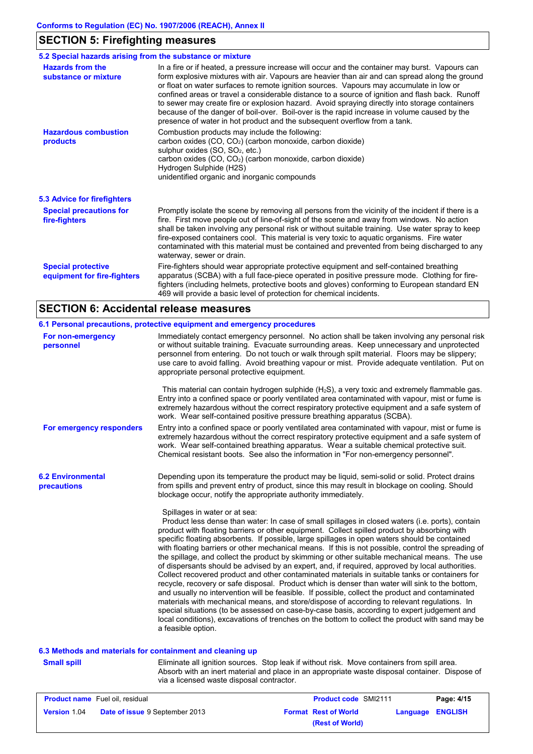## SECTION 5: Firefighting measures

### 5.2 Special hazards arising from the substance or mixture

**Hazards from the substance or mixture**

In a fire or if heated, a pressure increase will occur and the container may burst. Vapours can form explosive mixtures with air. Vapours are heavier than air and can spread along the ground or float on water surfaces to remote ignition sources. Vapours may accumulate in low or confined areas or travel a considerable distance to a source of ignition and flash back. Runoff to sewer may create fire or explosion hazard. Avoid spraying directly into storage containers because of the danger of boil-over. Boil-over is the rapid increase in volume caused by the presence of water in hot product and the subsequent overflow from a tank.

**Hazardous combustion products**

Combustion products may include the following:
carbon oxides ($CO$, $CO_2$) (carbon monoxide, carbon dioxide)
sulphur oxides ($SO$, $SO_2$, etc.)
carbon oxides ($CO$, $CO_2$) (carbon monoxide, carbon dioxide)
Hydrogen Sulphide (H2S)
unidentified organic and inorganic compounds

### 5.3 Advice for firefighters

**Special precautions for fire-fighters**

Promptly isolate the scene by removing all persons from the vicinity of the incident if there is a fire. First move people out of line-of-sight of the scene and away from windows. No action shall be taken involving any personal risk or without suitable training. Use water spray to keep fire-exposed containers cool. This material is very toxic to aquatic organisms. Fire water contaminated with this material must be contained and prevented from being discharged to any waterway, sewer or drain.

**Special protective equipment for fire-fighters**

Fire-fighters should wear appropriate protective equipment and self-contained breathing apparatus (SCBA) with a full face-piece operated in positive pressure mode. Clothing for fire-fighters (including helmets, protective boots and gloves) conforming to European standard EN 469 will provide a basic level of protection for chemical incidents.

## SECTION 6: Accidental release measures

### 6.1 Personal precautions, protective equipment and emergency procedures

**For non-emergency personnel**

Immediately contact emergency personnel. No action shall be taken involving any personal risk or without suitable training. Evacuate surrounding areas. Keep unnecessary and unprotected personnel from entering. Do not touch or walk through spilt material. Floors may be slippery; use care to avoid falling. Avoid breathing vapour or mist. Provide adequate ventilation. Put on appropriate personal protective equipment.

This material can contain hydrogen sulphide ($H_2S$), a very toxic and extremely flammable gas. Entry into a confined space or poorly ventilated area contaminated with vapour, mist or fume is extremely hazardous without the correct respiratory protective equipment and a safe system of work. Wear self-contained positive pressure breathing apparatus (SCBA).

**For emergency responders**

Entry into a confined space or poorly ventilated area contaminated with vapour, mist or fume is extremely hazardous without the correct respiratory protective equipment and a safe system of work. Wear self-contained breathing apparatus. Wear a suitable chemical protective suit. Chemical resistant boots. See also the information in "For non-emergency personnel".

### 6.2 Environmental precautions

Depending upon its temperature the product may be liquid, semi-solid or solid. Protect drains from spills and prevent entry of product, since this may result in blockage on cooling. Should blockage occur, notify the appropriate authority immediately.

Spillages in water or at sea:
Product less dense than water: In case of small spillages in closed waters (i.e. ports), contain product with floating barriers or other equipment. Collect spilled product by absorbing with specific floating absorbents. If possible, large spillages in open waters should be contained with floating barriers or other mechanical means. If this is not possible, control the spreading of the spillage, and collect the product by skimming or other suitable mechanical means. The use of dispersants should be advised by an expert, and, if required, approved by local authorities. Collect recovered product and other contaminated materials in suitable tanks or containers for recycle, recovery or safe disposal. Product which is denser than water will sink to the bottom, and usually no intervention will be feasible. If possible, collect the product and contaminated materials with mechanical means, and store/dispose of according to relevant regulations. In special situations (to be assessed on case-by-case basis, according to expert judgement and local conditions), excavations of trenches on the bottom to collect the product with sand may be a feasible option.

### 6.3 Methods and materials for containment and cleaning up

**Small spill**

Eliminate all ignition sources. Stop leak if without risk. Move containers from spill area. Absorb with an inert material and place in an appropriate waste disposal container. Dispose of via a licensed waste disposal contractor.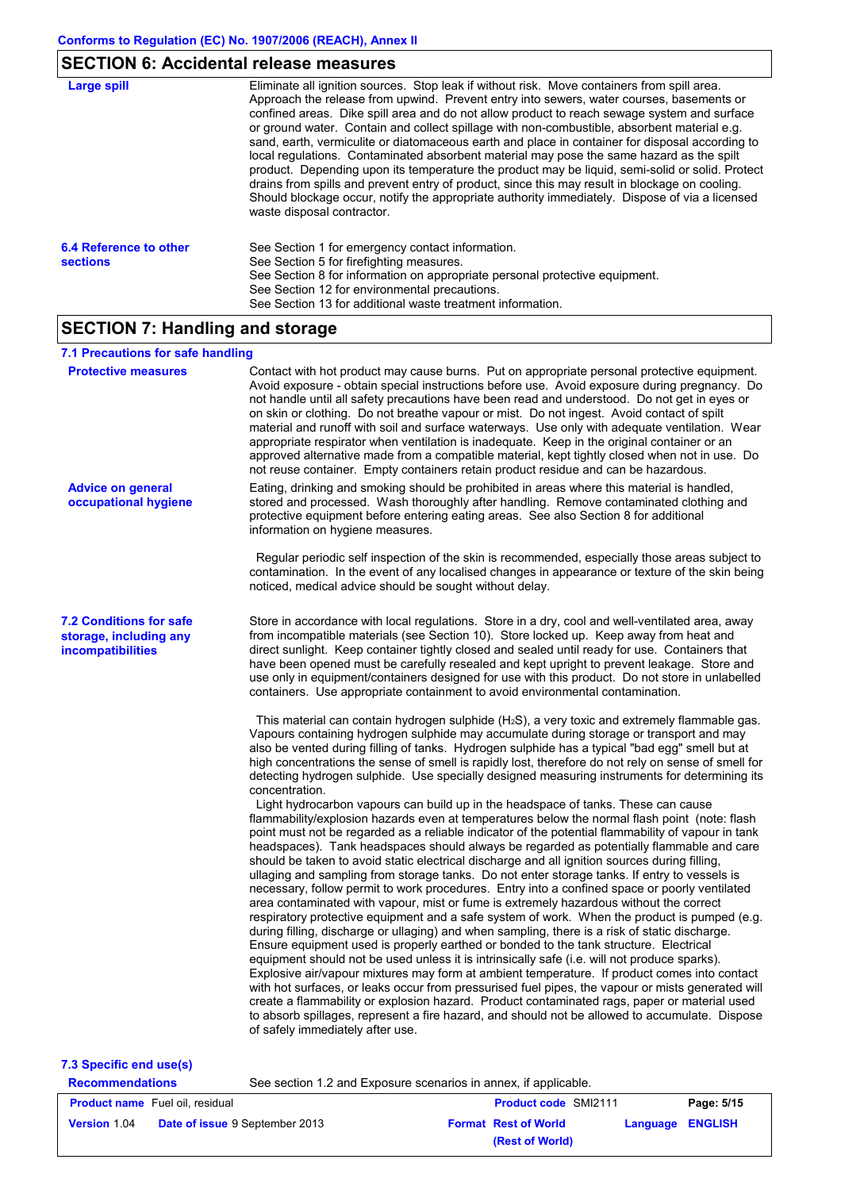## SECTION 6: Accidental release measures

**Large spill**

Eliminate all ignition sources. Stop leak if without risk. Move containers from spill area. Approach the release from upwind. Prevent entry into sewers, water courses, basements or confined areas. Dike spill area and do not allow product to reach sewage system and surface or ground water. Contain and collect spillage with non-combustible, absorbent material e.g. sand, earth, vermiculite or diatomaceous earth and place in container for disposal according to local regulations. Contaminated absorbent material may pose the same hazard as the spilt product. Depending upon its temperature the product may be liquid, semi-solid or solid. Protect drains from spills and prevent entry of product, since this may result in blockage on cooling. Should blockage occur, notify the appropriate authority immediately. Dispose of via a licensed waste disposal contractor.

**6.4 Reference to other sections**

See Section 1 for emergency contact information.
See Section 5 for firefighting measures.
See Section 8 for information on appropriate personal protective equipment.
See Section 12 for environmental precautions.
See Section 13 for additional waste treatment information.

## SECTION 7: Handling and storage

### 7.1 Precautions for safe handling

**Protective measures**

Contact with hot product may cause burns. Put on appropriate personal protective equipment. Avoid exposure - obtain special instructions before use. Avoid exposure during pregnancy. Do not handle until all safety precautions have been read and understood. Do not get in eyes or on skin or clothing. Do not breathe vapour or mist. Do not ingest. Avoid contact of spilt material and runoff with soil and surface waterways. Use only with adequate ventilation. Wear appropriate respirator when ventilation is inadequate. Keep in the original container or an approved alternative made from a compatible material, kept tightly closed when not in use. Do not reuse container. Empty containers retain product residue and can be hazardous.

**Advice on general occupational hygiene**

Eating, drinking and smoking should be prohibited in areas where this material is handled, stored and processed. Wash thoroughly after handling. Remove contaminated clothing and protective equipment before entering eating areas. See also Section 8 for additional information on hygiene measures.

Regular periodic self inspection of the skin is recommended, especially those areas subject to contamination. In the event of any localised changes in appearance or texture of the skin being noticed, medical advice should be sought without delay.

**7.2 Conditions for safe storage, including any incompatibilities**

Store in accordance with local regulations. Store in a dry, cool and well-ventilated area, away from incompatible materials (see Section 10). Store locked up. Keep away from heat and direct sunlight. Keep container tightly closed and sealed until ready for use. Containers that have been opened must be carefully resealed and kept upright to prevent leakage. Store and use only in equipment/containers designed for use with this product. Do not store in unlabelled containers. Use appropriate containment to avoid environmental contamination.

This material can contain hydrogen sulphide ($H_2S$), a very toxic and extremely flammable gas. Vapours containing hydrogen sulphide may accumulate during storage or transport and may also be vented during filling of tanks. Hydrogen sulphide has a typical "bad egg" smell but at high concentrations the sense of smell is rapidly lost, therefore do not rely on sense of smell for detecting hydrogen sulphide. Use specially designed measuring instruments for determining its concentration.
Light hydrocarbon vapours can build up in the headspace of tanks. These can cause flammability/explosion hazards even at temperatures below the normal flash point (note: flash point must not be regarded as a reliable indicator of the potential flammability of vapour in tank headspaces). Tank headspaces should always be regarded as potentially flammable and care should be taken to avoid static electrical discharge and all ignition sources during filling, ullaging and sampling from storage tanks. Do not enter storage tanks. If entry to vessels is necessary, follow permit to work procedures. Entry into a confined space or poorly ventilated area contaminated with vapour, mist or fume is extremely hazardous without the correct respiratory protective equipment and a safe system of work. When the product is pumped (e.g. during filling, discharge or ullaging) and when sampling, there is a risk of static discharge. Ensure equipment used is properly earthed or bonded to the tank structure. Electrical equipment should not be used unless it is intrinsically safe (i.e. will not produce sparks). Explosive air/vapour mixtures may form at ambient temperature. If product comes into contact with hot surfaces, or leaks occur from pressurised fuel pipes, the vapour or mists generated will create a flammability or explosion hazard. Product contaminated rags, paper or material used to absorb spillages, represent a fire hazard, and should not be allowed to accumulate. Dispose of safely immediately after use.

### 7.3 Specific end use(s)

**Recommendations**

See section 1.2 and Exposure scenarios in annex, if applicable.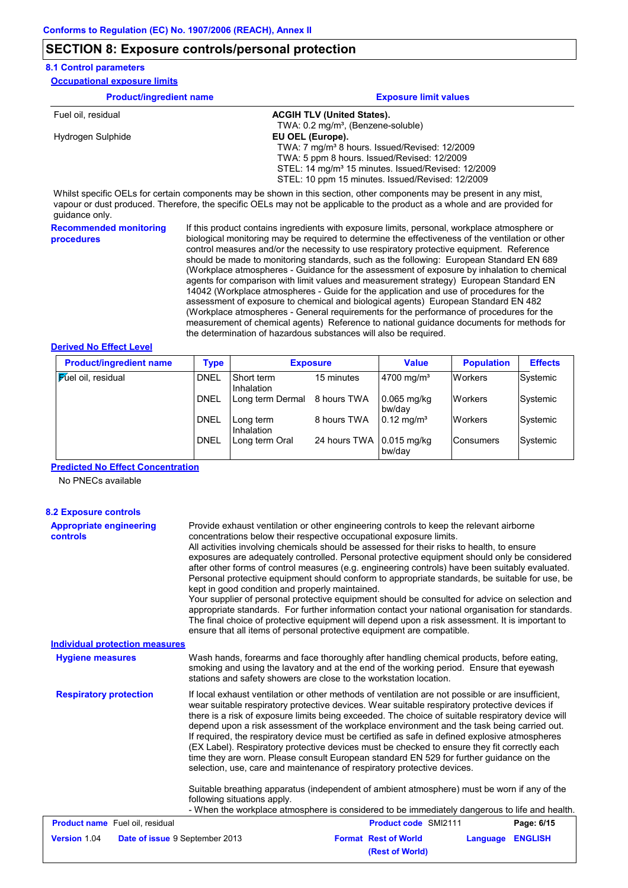Conforms to Regulation (EC) No. 1907/2006 (REACH), Annex II

## SECTION 8: Exposure controls/personal protection

### 8.1 Control parameters

**Occupational exposure limits**

| Product/ingredient name | Exposure limit values |
|---|---|
| Fuel oil, residual | **ACGIH TLV (United States).**<br>TWA: 0.2 mg/m³, (Benzene-soluble) |
| Hydrogen Sulphide | **EU OEL (Europe).**<br>TWA: 7 mg/m³ 8 hours. Issued/Revised: 12/2009<br>TWA: 5 ppm 8 hours. Issued/Revised: 12/2009<br>STEL: 14 mg/m³ 15 minutes. Issued/Revised: 12/2009<br>STEL: 10 ppm 15 minutes. Issued/Revised: 12/2009 |

Whilst specific OELs for certain components may be shown in this section, other components may be present in any mist, vapour or dust produced. Therefore, the specific OELs may not be applicable to the product as a whole and are provided for guidance only.

**Recommended monitoring procedures**: If this product contains ingredients with exposure limits, personal, workplace atmosphere or biological monitoring may be required to determine the effectiveness of the ventilation or other control measures and/or the necessity to use respiratory protective equipment. Reference should be made to monitoring standards, such as the following: European Standard EN 689 (Workplace atmospheres - Guidance for the assessment of exposure by inhalation to chemical agents for comparison with limit values and measurement strategy) European Standard EN 14042 (Workplace atmospheres - Guide for the application and use of procedures for the assessment of exposure to chemical and biological agents) European Standard EN 482 (Workplace atmospheres - General requirements for the performance of procedures for the measurement of chemical agents) Reference to national guidance documents for methods for the determination of hazardous substances will also be required.

**Derived No Effect Level**

| Product/ingredient name | Type | Exposure | | Value | Population | Effects |
|---|---|---|---|---|---|---|
| Fuel oil, residual | DNEL | Short term Inhalation | 15 minutes | 4700 mg/m³ | Workers | Systemic |
| | DNEL | Long term Dermal | 8 hours TWA | 0.065 mg/kg bw/day | Workers | Systemic |
| | DNEL | Long term Inhalation | 8 hours TWA | 0.12 mg/m³ | Workers | Systemic |
| | DNEL | Long term Oral | 24 hours TWA | 0.015 mg/kg bw/day | Consumers | Systemic |

**Predicted No Effect Concentration**

No PNECs available

### 8.2 Exposure controls

**Appropriate engineering controls**: Provide exhaust ventilation or other engineering controls to keep the relevant airborne concentrations below their respective occupational exposure limits.
All activities involving chemicals should be assessed for their risks to health, to ensure exposures are adequately controlled. Personal protective equipment should only be considered after other forms of control measures (e.g. engineering controls) have been suitably evaluated. Personal protective equipment should conform to appropriate standards, be suitable for use, be kept in good condition and properly maintained.
Your supplier of personal protective equipment should be consulted for advice on selection and appropriate standards. For further information contact your national organisation for standards. The final choice of protective equipment will depend upon a risk assessment. It is important to ensure that all items of personal protective equipment are compatible.

**Individual protection measures**

**Hygiene measures**: Wash hands, forearms and face thoroughly after handling chemical products, before eating, smoking and using the lavatory and at the end of the working period. Ensure that eyewash stations and safety showers are close to the workstation location.

**Respiratory protection**: If local exhaust ventilation or other methods of ventilation are not possible or are insufficient, wear suitable respiratory protective devices. Wear suitable respiratory protective devices if there is a risk of exposure limits being exceeded. The choice of suitable respiratory protective devices will depend upon a risk assessment of the workplace environment and the task being carried out. If required, the respiratory device must be certified as safe in defined explosive atmospheres (EX Label). Respiratory protective devices must be checked to ensure they fit correctly each time they are worn. Please consult European standard EN 529 for further guidance on the selection, use, care and maintenance of respiratory protective devices.

Suitable breathing apparatus (independent of ambient atmosphere) must be worn if any of the following situations apply.
- When the workplace atmosphere is considered to be immediately dangerous to life and health.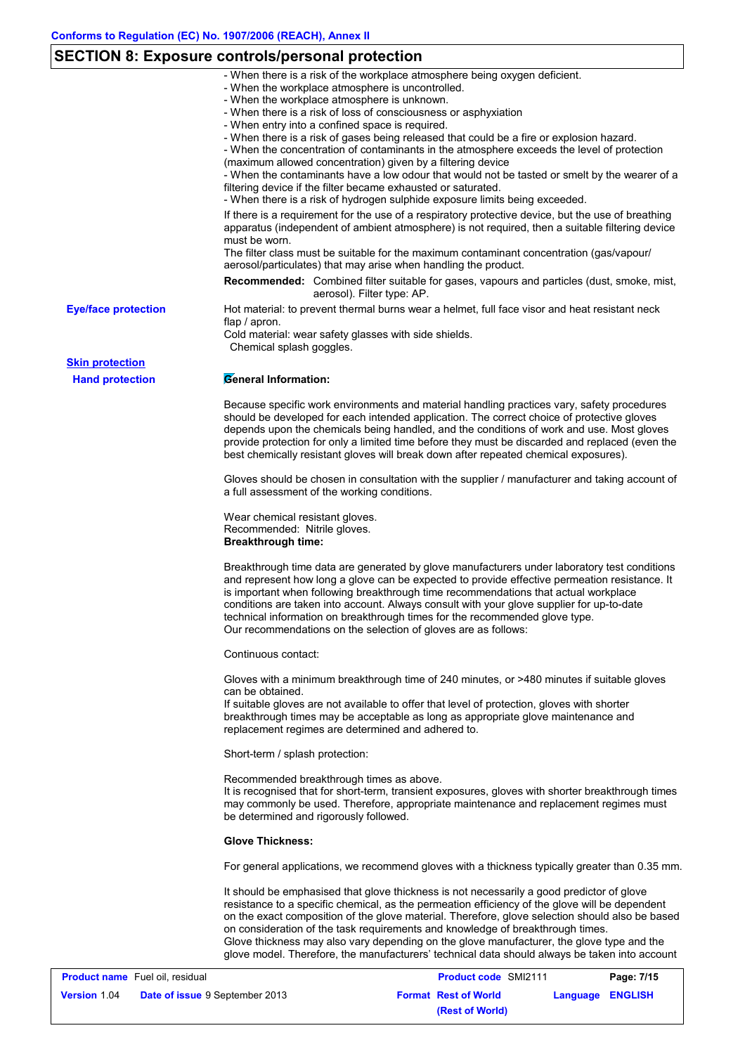Conforms to Regulation (EC) No. 1907/2006 (REACH), Annex II

## SECTION 8: Exposure controls/personal protection

- When there is a risk of the workplace atmosphere being oxygen deficient.
- When the workplace atmosphere is uncontrolled.
- When the workplace atmosphere is unknown.
- When there is a risk of loss of consciousness or asphyxiation
- When entry into a confined space is required.
- When there is a risk of gases being released that could be a fire or explosion hazard.
- When the concentration of contaminants in the atmosphere exceeds the level of protection (maximum allowed concentration) given by a filtering device
- When the contaminants have a low odour that would not be tasted or smelt by the wearer of a filtering device if the filter became exhausted or saturated.
- When there is a risk of hydrogen sulphide exposure limits being exceeded.

If there is a requirement for the use of a respiratory protective device, but the use of breathing apparatus (independent of ambient atmosphere) is not required, then a suitable filtering device must be worn.

The filter class must be suitable for the maximum contaminant concentration (gas/vapour/aerosol/particulates) that may arise when handling the product.

**Recommended:** Combined filter suitable for gases, vapours and particles (dust, smoke, mist, aerosol). Filter type: AP.

**Eye/face protection**

Hot material: to prevent thermal burns wear a helmet, full face visor and heat resistant neck flap / apron.
Cold material: wear safety glasses with side shields.
Chemical splash goggles.

**Skin protection**

**Hand protection**

**General Information:**

Because specific work environments and material handling practices vary, safety procedures should be developed for each intended application. The correct choice of protective gloves depends upon the chemicals being handled, and the conditions of work and use. Most gloves provide protection for only a limited time before they must be discarded and replaced (even the best chemically resistant gloves will break down after repeated chemical exposures).

Gloves should be chosen in consultation with the supplier / manufacturer and taking account of a full assessment of the working conditions.

Wear chemical resistant gloves.
Recommended: Nitrile gloves.
**Breakthrough time:**

Breakthrough time data are generated by glove manufacturers under laboratory test conditions and represent how long a glove can be expected to provide effective permeation resistance. It is important when following breakthrough time recommendations that actual workplace conditions are taken into account. Always consult with your glove supplier for up-to-date technical information on breakthrough times for the recommended glove type.
Our recommendations on the selection of gloves are as follows:

Continuous contact:

Gloves with a minimum breakthrough time of 240 minutes, or >480 minutes if suitable gloves can be obtained.
If suitable gloves are not available to offer that level of protection, gloves with shorter breakthrough times may be acceptable as long as appropriate glove maintenance and replacement regimes are determined and adhered to.

Short-term / splash protection:

Recommended breakthrough times as above.
It is recognised that for short-term, transient exposures, gloves with shorter breakthrough times may commonly be used. Therefore, appropriate maintenance and replacement regimes must be determined and rigorously followed.

**Glove Thickness:**

For general applications, we recommend gloves with a thickness typically greater than 0.35 mm.

It should be emphasised that glove thickness is not necessarily a good predictor of glove resistance to a specific chemical, as the permeation efficiency of the glove will be dependent on the exact composition of the glove material. Therefore, glove selection should also be based on consideration of the task requirements and knowledge of breakthrough times.
Glove thickness may also vary depending on the glove manufacturer, the glove type and the glove model. Therefore, the manufacturers' technical data should always be taken into account

| Product name Fuel oil, residual | | Product code SMI2111 | Page: 7/15 |
|---|---|---|---|
| Version 1.04 | Date of issue 9 September 2013 | Format Rest of World (Rest of World) | Language ENGLISH |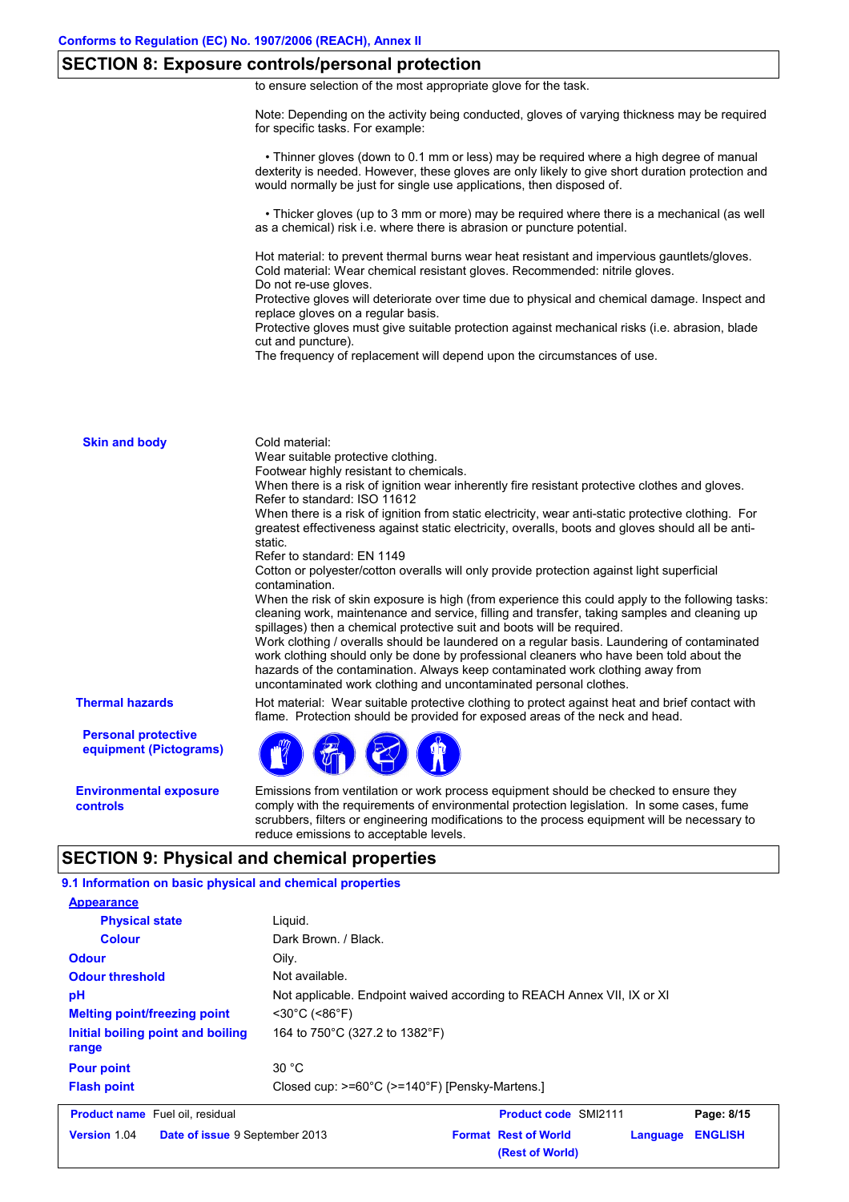## SECTION 8: Exposure controls/personal protection

to ensure selection of the most appropriate glove for the task.

Note: Depending on the activity being conducted, gloves of varying thickness may be required for specific tasks. For example:

• Thinner gloves (down to 0.1 mm or less) may be required where a high degree of manual dexterity is needed. However, these gloves are only likely to give short duration protection and would normally be just for single use applications, then disposed of.

• Thicker gloves (up to 3 mm or more) may be required where there is a mechanical (as well as a chemical) risk i.e. where there is abrasion or puncture potential.

Hot material: to prevent thermal burns wear heat resistant and impervious gauntlets/gloves.
Cold material: Wear chemical resistant gloves. Recommended: nitrile gloves.
Do not re-use gloves.
Protective gloves will deteriorate over time due to physical and chemical damage. Inspect and replace gloves on a regular basis.
Protective gloves must give suitable protection against mechanical risks (i.e. abrasion, blade cut and puncture).
The frequency of replacement will depend upon the circumstances of use.

**Skin and body**

Cold material:
Wear suitable protective clothing.
Footwear highly resistant to chemicals.
When there is a risk of ignition wear inherently fire resistant protective clothes and gloves.
Refer to standard: ISO 11612
When there is a risk of ignition from static electricity, wear anti-static protective clothing. For greatest effectiveness against static electricity, overalls, boots and gloves should all be anti-static.
Refer to standard: EN 1149
Cotton or polyester/cotton overalls will only provide protection against light superficial contamination.
When the risk of skin exposure is high (from experience this could apply to the following tasks: cleaning work, maintenance and service, filling and transfer, taking samples and cleaning up spillages) then a chemical protective suit and boots will be required.
Work clothing / overalls should be laundered on a regular basis. Laundering of contaminated work clothing should only be done by professional cleaners who have been told about the hazards of the contamination. Always keep contaminated work clothing away from uncontaminated work clothing and uncontaminated personal clothes.

**Thermal hazards**

Hot material: Wear suitable protective clothing to protect against heat and brief contact with flame. Protection should be provided for exposed areas of the neck and head.

**Personal protective equipment (Pictograms)**

**Environmental exposure controls**

Emissions from ventilation or work process equipment should be checked to ensure they comply with the requirements of environmental protection legislation. In some cases, fume scrubbers, filters or engineering modifications to the process equipment will be necessary to reduce emissions to acceptable levels.

## SECTION 9: Physical and chemical properties

### 9.1 Information on basic physical and chemical properties

**Appearance**

| | |
|---|---|
| **Physical state** | Liquid. |
| **Colour** | Dark Brown. / Black. |
| **Odour** | Oily. |
| **Odour threshold** | Not available. |
| **pH** | Not applicable. Endpoint waived according to REACH Annex VII, IX or XI |
| **Melting point/freezing point** | <30°C (<86°F) |
| **Initial boiling point and boiling range** | 164 to 750°C (327.2 to 1382°F) |
| **Pour point** | 30 °C |
| **Flash point** | Closed cup: >=60°C (>=140°F) [Pensky-Martens.] |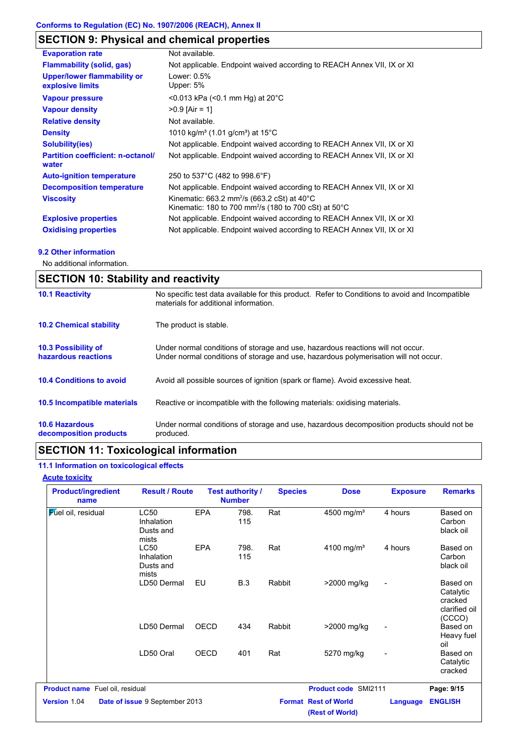Conforms to Regulation (EC) No. 1907/2006 (REACH), Annex II

## SECTION 9: Physical and chemical properties

| | |
|---|---|
| **Evaporation rate** | Not available. |
| **Flammability (solid, gas)** | Not applicable. Endpoint waived according to REACH Annex VII, IX or XI |
| **Upper/lower flammability or explosive limits** | Lower: 0.5%<br>Upper: 5% |
| **Vapour pressure** | <0.013 kPa (<0.1 mm Hg) at 20°C |
| **Vapour density** | >0.9 [Air = 1] |
| **Relative density** | Not available. |
| **Density** | 1010 kg/m³ (1.01 g/cm³) at 15°C |
| **Solubility(ies)** | Not applicable. Endpoint waived according to REACH Annex VII, IX or XI |
| **Partition coefficient: n-octanol/ water** | Not applicable. Endpoint waived according to REACH Annex VII, IX or XI |
| **Auto-ignition temperature** | 250 to 537°C (482 to 998.6°F) |
| **Decomposition temperature** | Not applicable. Endpoint waived according to REACH Annex VII, IX or XI |
| **Viscosity** | Kinematic: 663.2 mm²/s (663.2 cSt) at 40°C<br>Kinematic: 180 to 700 mm²/s (180 to 700 cSt) at 50°C |
| **Explosive properties** | Not applicable. Endpoint waived according to REACH Annex VII, IX or XI |
| **Oxidising properties** | Not applicable. Endpoint waived according to REACH Annex VII, IX or XI |

### 9.2 Other information

No additional information.

## SECTION 10: Stability and reactivity

| | |
|---|---|
| **10.1 Reactivity** | No specific test data available for this product. Refer to Conditions to avoid and Incompatible materials for additional information. |
| **10.2 Chemical stability** | The product is stable. |
| **10.3 Possibility of hazardous reactions** | Under normal conditions of storage and use, hazardous reactions will not occur.<br>Under normal conditions of storage and use, hazardous polymerisation will not occur. |
| **10.4 Conditions to avoid** | Avoid all possible sources of ignition (spark or flame). Avoid excessive heat. |
| **10.5 Incompatible materials** | Reactive or incompatible with the following materials: oxidising materials. |
| **10.6 Hazardous decomposition products** | Under normal conditions of storage and use, hazardous decomposition products should not be produced. |

## SECTION 11: Toxicological information

### 11.1 Information on toxicological effects

**Acute toxicity**

| Product/ingredient name | Result / Route | Test authority / | Number | Species | Dose | Exposure | Remarks |
|---|---|---|---|---|---|---|---|
| Fuel oil, residual | LC50 Inhalation Dusts and mists | EPA | 798. 115 | Rat | 4500 mg/m³ | 4 hours | Based on Carbon black oil |
| | LC50 Inhalation Dusts and mists | EPA | 798. 115 | Rat | 4100 mg/m³ | 4 hours | Based on Carbon black oil |
| | LD50 Dermal | EU | B.3 | Rabbit | >2000 mg/kg | - | Based on Catalytic cracked clarified oil (CCCO) |
| | LD50 Dermal | OECD | 434 | Rabbit | >2000 mg/kg | - | Based on Heavy fuel oil |
| | LD50 Oral | OECD | 401 | Rat | 5270 mg/kg | - | Based on Catalytic cracked |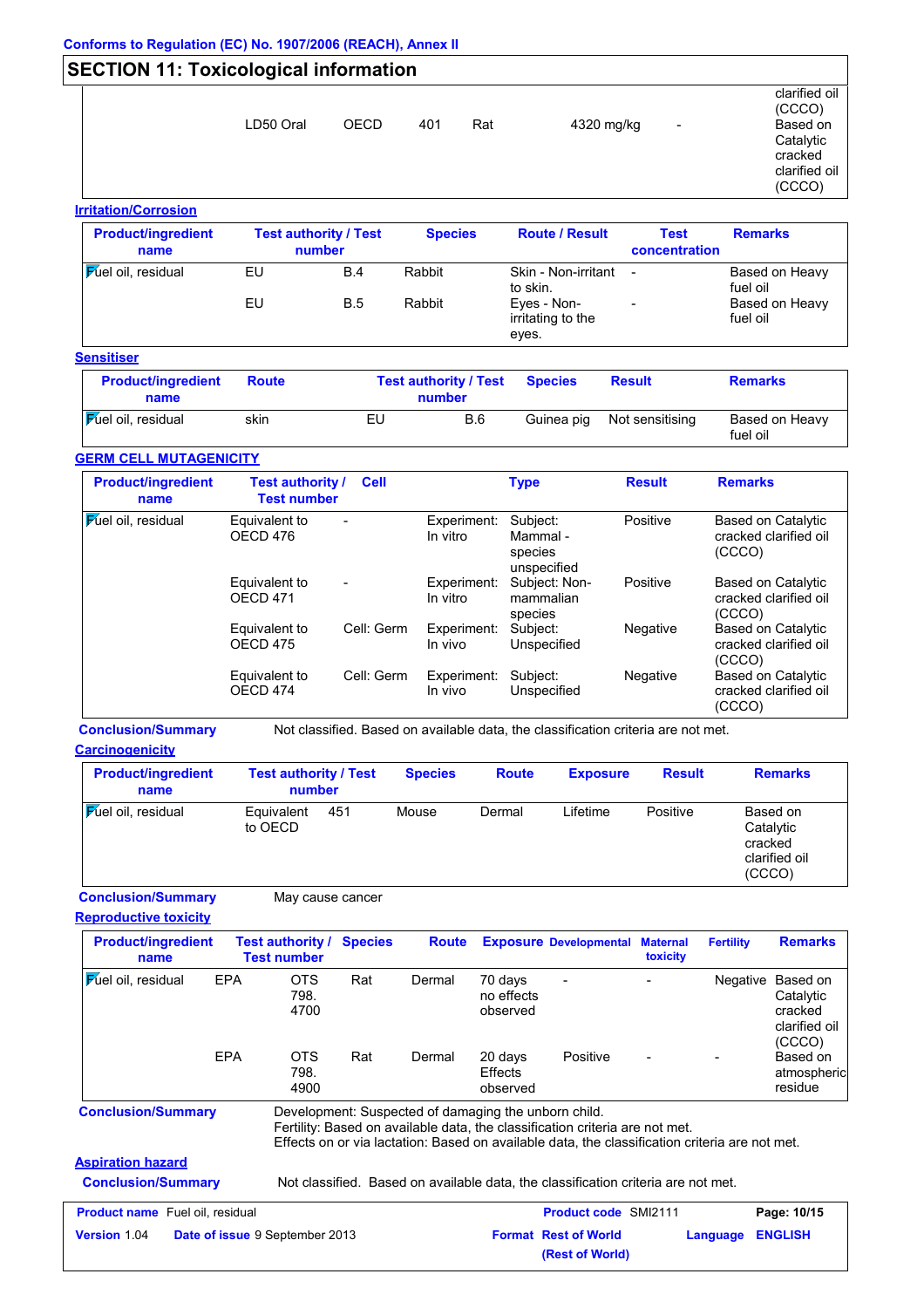Conforms to Regulation (EC) No. 1907/2006 (REACH), Annex II

## SECTION 11: Toxicological information

| | | | | | | | |
|---|---|---|---|---|---|---|---|
| | | | | | | | clarified oil (CCCO) |
| | LD50 Oral | OECD | 401 | Rat | 4320 mg/kg | - | Based on Catalytic cracked clarified oil (CCCO) |

**Irritation/Corrosion**

| Product/ingredient name | Test authority / Test number | | Species | Route / Result | Test concentration | Remarks |
|---|---|---|---|---|---|---|
| Fuel oil, residual | EU | B.4 | Rabbit | Skin - Non-irritant to skin. | - | Based on Heavy fuel oil |
| | EU | B.5 | Rabbit | Eyes - Non-irritating to the eyes. | - | Based on Heavy fuel oil |

**Sensitiser**

| Product/ingredient name | Route | Test authority / Test number | | Species | Result | Remarks |
|---|---|---|---|---|---|---|
| Fuel oil, residual | skin | EU | B.6 | Guinea pig | Not sensitising | Based on Heavy fuel oil |

**GERM CELL MUTAGENICITY**

| Product/ingredient name | Test authority / Test number | Cell | Type | | Result | Remarks |
|---|---|---|---|---|---|---|
| Fuel oil, residual | Equivalent to OECD 476 | - | Experiment: In vitro | Subject: Mammal - species unspecified | Positive | Based on Catalytic cracked clarified oil (CCCO) |
| | Equivalent to OECD 471 | - | Experiment: In vitro | Subject: Non-mammalian species | Positive | Based on Catalytic cracked clarified oil (CCCO) |
| | Equivalent to OECD 475 | Cell: Germ | Experiment: In vivo | Subject: Unspecified | Negative | Based on Catalytic cracked clarified oil (CCCO) |
| | Equivalent to OECD 474 | Cell: Germ | Experiment: In vivo | Subject: Unspecified | Negative | Based on Catalytic cracked clarified oil (CCCO) |

**Conclusion/Summary** Not classified. Based on available data, the classification criteria are not met.

**Carcinogenicity**

| Product/ingredient name | Test authority / Test number | | Species | Route | Exposure | Result | Remarks |
|---|---|---|---|---|---|---|---|
| Fuel oil, residual | Equivalent to OECD | 451 | Mouse | Dermal | Lifetime | Positive | Based on Catalytic cracked clarified oil (CCCO) |

**Conclusion/Summary** May cause cancer

**Reproductive toxicity**

| Product/ingredient name | Test authority / Test number | | Species | Route | Exposure | Developmental | Maternal toxicity | Fertility | Remarks |
|---|---|---|---|---|---|---|---|---|---|
| Fuel oil, residual | EPA | OTS 798. 4700 | Rat | Dermal | 70 days no effects observed | - | - | Negative | Based on Catalytic cracked clarified oil (CCCO) |
| | EPA | OTS 798. 4900 | Rat | Dermal | 20 days Effects observed | Positive | - | - | Based on atmospheric residue |

**Conclusion/Summary** Development: Suspected of damaging the unborn child.
Fertility: Based on available data, the classification criteria are not met.
Effects on or via lactation: Based on available data, the classification criteria are not met.

**Aspiration hazard**

**Conclusion/Summary** Not classified. Based on available data, the classification criteria are not met.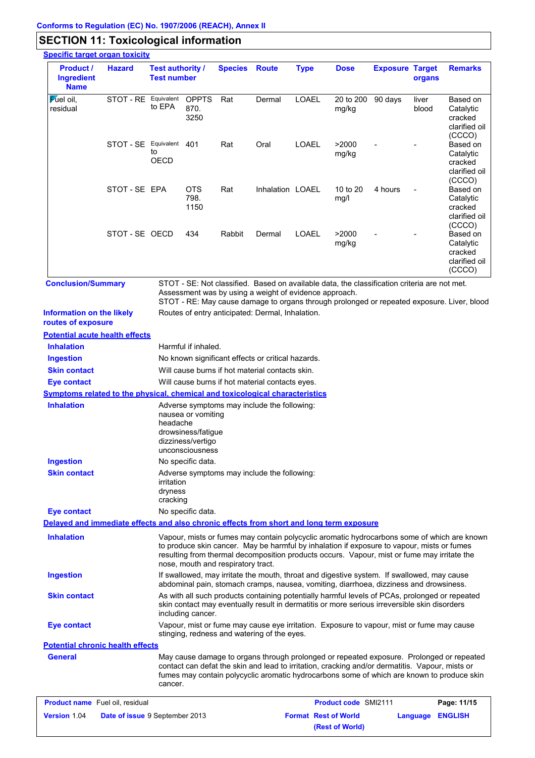Conforms to Regulation (EC) No. 1907/2006 (REACH), Annex II

## SECTION 11: Toxicological information

**Specific target organ toxicity**

| Product / Ingredient Name | Hazard | Test authority / Test number | | Species | Route | Type | Dose | Exposure | Target organs | Remarks |
|---|---|---|---|---|---|---|---|---|---|---|
| Fuel oil, residual | STOT - RE | Equivalent to EPA | OPPTS 870. 3250 | Rat | Dermal | LOAEL | 20 to 200 mg/kg | 90 days | liver blood | Based on Catalytic cracked clarified oil (CCCO) |
| | STOT - SE | Equivalent to OECD | 401 | Rat | Oral | LOAEL | >2000 mg/kg | - | - | Based on Catalytic cracked clarified oil (CCCO) |
| | STOT - SE | EPA | OTS 798. 1150 | Rat | Inhalation | LOAEL | 10 to 20 mg/l | 4 hours | - | Based on Catalytic cracked clarified oil (CCCO) |
| | STOT - SE | OECD | 434 | Rabbit | Dermal | LOAEL | >2000 mg/kg | - | - | Based on Catalytic cracked clarified oil (CCCO) |

**Conclusion/Summary**
STOT - SE: Not classified. Based on available data, the classification criteria are not met. Assessment was by using a weight of evidence approach.
STOT - RE: May cause damage to organs through prolonged or repeated exposure. Liver, blood

**Information on the likely routes of exposure**
Routes of entry anticipated: Dermal, Inhalation.

**Potential acute health effects**

**Inhalation**: Harmful if inhaled.

**Ingestion**: No known significant effects or critical hazards.

**Skin contact**: Will cause burns if hot material contacts skin.

**Eye contact**: Will cause burns if hot material contacts eyes.

**Symptoms related to the physical, chemical and toxicological characteristics**

**Inhalation**: Adverse symptoms may include the following:
nausea or vomiting
headache
drowsiness/fatigue
dizziness/vertigo
unconsciousness

**Ingestion**: No specific data.

**Skin contact**: Adverse symptoms may include the following:
irritation
dryness
cracking

**Eye contact**: No specific data.

**Delayed and immediate effects and also chronic effects from short and long term exposure**

**Inhalation**: Vapour, mists or fumes may contain polycyclic aromatic hydrocarbons some of which are known to produce skin cancer. May be harmful by inhalation if exposure to vapour, mists or fumes resulting from thermal decomposition products occurs. Vapour, mist or fume may irritate the nose, mouth and respiratory tract.

**Ingestion**: If swallowed, may irritate the mouth, throat and digestive system. If swallowed, may cause abdominal pain, stomach cramps, nausea, vomiting, diarrhoea, dizziness and drowsiness.

**Skin contact**: As with all such products containing potentially harmful levels of PCAs, prolonged or repeated skin contact may eventually result in dermatitis or more serious irreversible skin disorders including cancer.

**Eye contact**: Vapour, mist or fume may cause eye irritation. Exposure to vapour, mist or fume may cause stinging, redness and watering of the eyes.

**Potential chronic health effects**

**General**: May cause damage to organs through prolonged or repeated exposure. Prolonged or repeated contact can defat the skin and lead to irritation, cracking and/or dermatitis. Vapour, mists or fumes may contain polycyclic aromatic hydrocarbons some of which are known to produce skin cancer.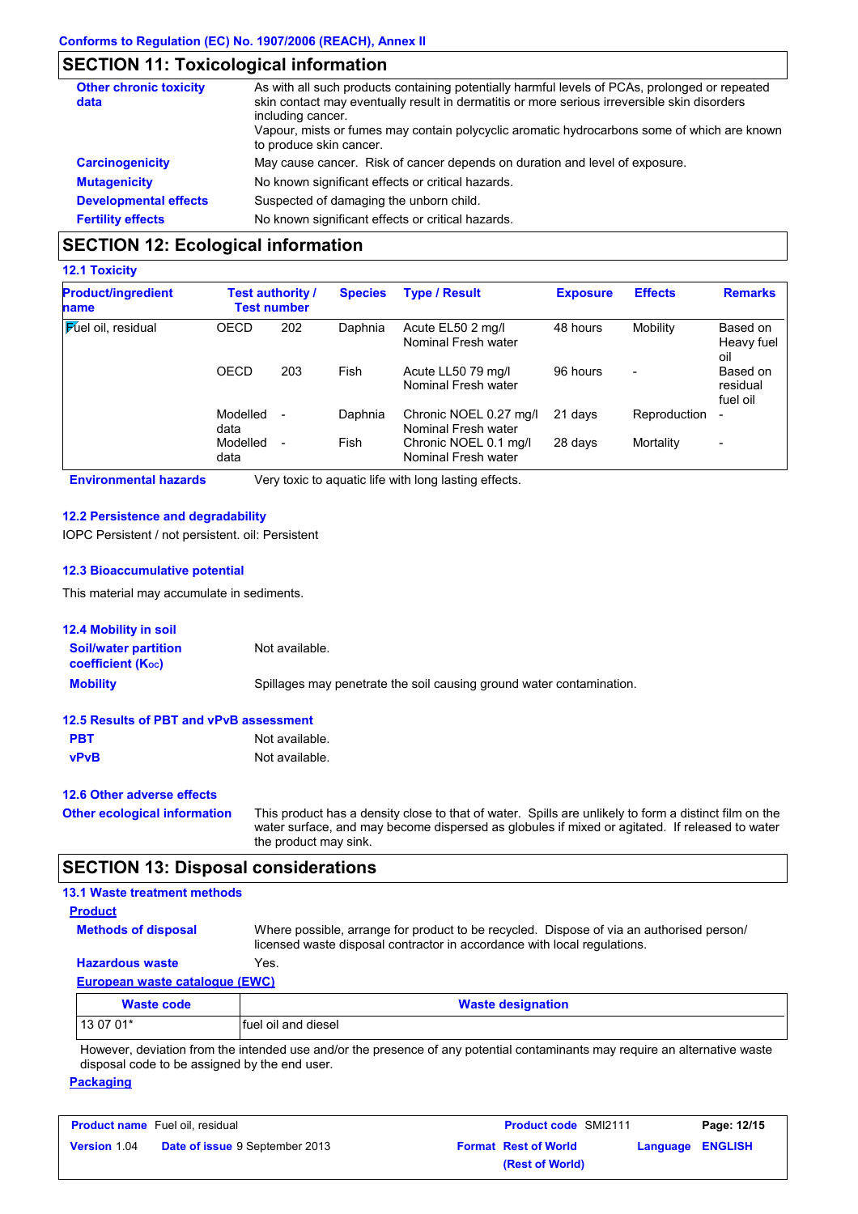Conforms to Regulation (EC) No. 1907/2006 (REACH), Annex II

## SECTION 11: Toxicological information

**Other chronic toxicity data**: As with all such products containing potentially harmful levels of PCAs, prolonged or repeated skin contact may eventually result in dermatitis or more serious irreversible skin disorders including cancer.
Vapour, mists or fumes may contain polycyclic aromatic hydrocarbons some of which are known to produce skin cancer.

**Carcinogenicity**: May cause cancer. Risk of cancer depends on duration and level of exposure.

**Mutagenicity**: No known significant effects or critical hazards.

**Developmental effects**: Suspected of damaging the unborn child.

**Fertility effects**: No known significant effects or critical hazards.

## SECTION 12: Ecological information

### 12.1 Toxicity

| Product/ingredient name | Test authority / Test number | | Species | Type / Result | Exposure | Effects | Remarks |
|---|---|---|---|---|---|---|---|
| Fuel oil, residual | OECD | 202 | Daphnia | Acute EL50 2 mg/l Nominal Fresh water | 48 hours | Mobility | Based on Heavy fuel oil |
| | OECD | 203 | Fish | Acute LL50 79 mg/l Nominal Fresh water | 96 hours | - | Based on residual fuel oil |
| | Modelled data | - | Daphnia | Chronic NOEL 0.27 mg/l Nominal Fresh water | 21 days | Reproduction | - |
| | Modelled data | - | Fish | Chronic NOEL 0.1 mg/l Nominal Fresh water | 28 days | Mortality | - |

**Environmental hazards**: Very toxic to aquatic life with long lasting effects.

### 12.2 Persistence and degradability

IOPC Persistent / not persistent. oil: Persistent

### 12.3 Bioaccumulative potential

This material may accumulate in sediments.

### 12.4 Mobility in soil

**Soil/water partition coefficient ($K_{OC}$)**: Not available.

**Mobility**: Spillages may penetrate the soil causing ground water contamination.

### 12.5 Results of PBT and vPvB assessment

**PBT**: Not available.

**vPvB**: Not available.

### 12.6 Other adverse effects

**Other ecological information**: This product has a density close to that of water. Spills are unlikely to form a distinct film on the water surface, and may become dispersed as globules if mixed or agitated. If released to water the product may sink.

## SECTION 13: Disposal considerations

### 13.1 Waste treatment methods

**Product**

**Methods of disposal**: Where possible, arrange for product to be recycled. Dispose of via an authorised person/ licensed waste disposal contractor in accordance with local regulations.

**Hazardous waste**: Yes.

**European waste catalogue (EWC)**

| Waste code | Waste designation |
|---|---|
| 13 07 01* | fuel oil and diesel |

However, deviation from the intended use and/or the presence of any potential contaminants may require an alternative waste disposal code to be assigned by the end user.

**Packaging**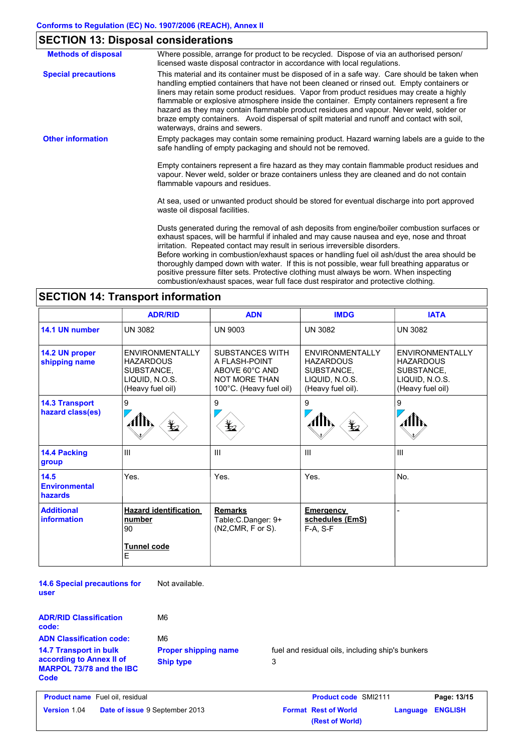Conforms to Regulation (EC) No. 1907/2006 (REACH), Annex II

## SECTION 13: Disposal considerations

**Methods of disposal**

Where possible, arrange for product to be recycled. Dispose of via an authorised person/ licensed waste disposal contractor in accordance with local regulations.

**Special precautions**

This material and its container must be disposed of in a safe way. Care should be taken when handling emptied containers that have not been cleaned or rinsed out. Empty containers or liners may retain some product residues. Vapor from product residues may create a highly flammable or explosive atmosphere inside the container. Empty containers represent a fire hazard as they may contain flammable product residues and vapour. Never weld, solder or braze empty containers. Avoid dispersal of spilt material and runoff and contact with soil, waterways, drains and sewers.

**Other information**

Empty packages may contain some remaining product. Hazard warning labels are a guide to the safe handling of empty packaging and should not be removed.

Empty containers represent a fire hazard as they may contain flammable product residues and vapour. Never weld, solder or braze containers unless they are cleaned and do not contain flammable vapours and residues.

At sea, used or unwanted product should be stored for eventual discharge into port approved waste oil disposal facilities.

Dusts generated during the removal of ash deposits from engine/boiler combustion surfaces or exhaust spaces, will be harmful if inhaled and may cause nausea and eye, nose and throat irritation. Repeated contact may result in serious irreversible disorders.
Before working in combustion/exhaust spaces or handling fuel oil ash/dust the area should be thoroughly damped down with water. If this is not possible, wear full breathing apparatus or positive pressure filter sets. Protective clothing must always be worn. When inspecting combustion/exhaust spaces, wear full face dust respirator and protective clothing.

## SECTION 14: Transport information

| | ADR/RID | ADN | IMDG | IATA |
|---|---|---|---|---|
| **14.1 UN number** | UN 3082 | UN 9003 | UN 3082 | UN 3082 |
| **14.2 UN proper shipping name** | ENVIRONMENTALLY HAZARDOUS SUBSTANCE, LIQUID, N.O.S. (Heavy fuel oil) | SUBSTANCES WITH A FLASH-POINT ABOVE 60°C AND NOT MORE THAN 100°C. (Heavy fuel oil) | ENVIRONMENTALLY HAZARDOUS SUBSTANCE, LIQUID, N.O.S. (Heavy fuel oil). | ENVIRONMENTALLY HAZARDOUS SUBSTANCE, LIQUID, N.O.S. (Heavy fuel oil) |
| **14.3 Transport hazard class(es)** | 9 | 9 | 9 | 9 |
| **14.4 Packing group** | III | III | III | III |
| **14.5 Environmental hazards** | Yes. | Yes. | Yes. | No. |
| **Additional information** | **Hazard identification number** 90 **Tunnel code** E | **Remarks** Table:C.Danger: 9+ (N2,CMR, F or S). | **Emergency schedules (EmS)** F-A, S-F | - |

**14.6 Special precautions for user** Not available.

**ADR/RID Classification code:** M6

**ADN Classification code:** M6

**14.7 Transport in bulk according to Annex II of MARPOL 73/78 and the IBC Code**

**Proper shipping name** fuel and residual oils, including ship's bunkers

**Ship type** 3

**Product name** Fuel oil, residual | **Product code** SMI2111 | **Version** 1.04 | **Date of issue** 9 September 2013 | **Format** Rest of World (Rest of World) | **Language** ENGLISH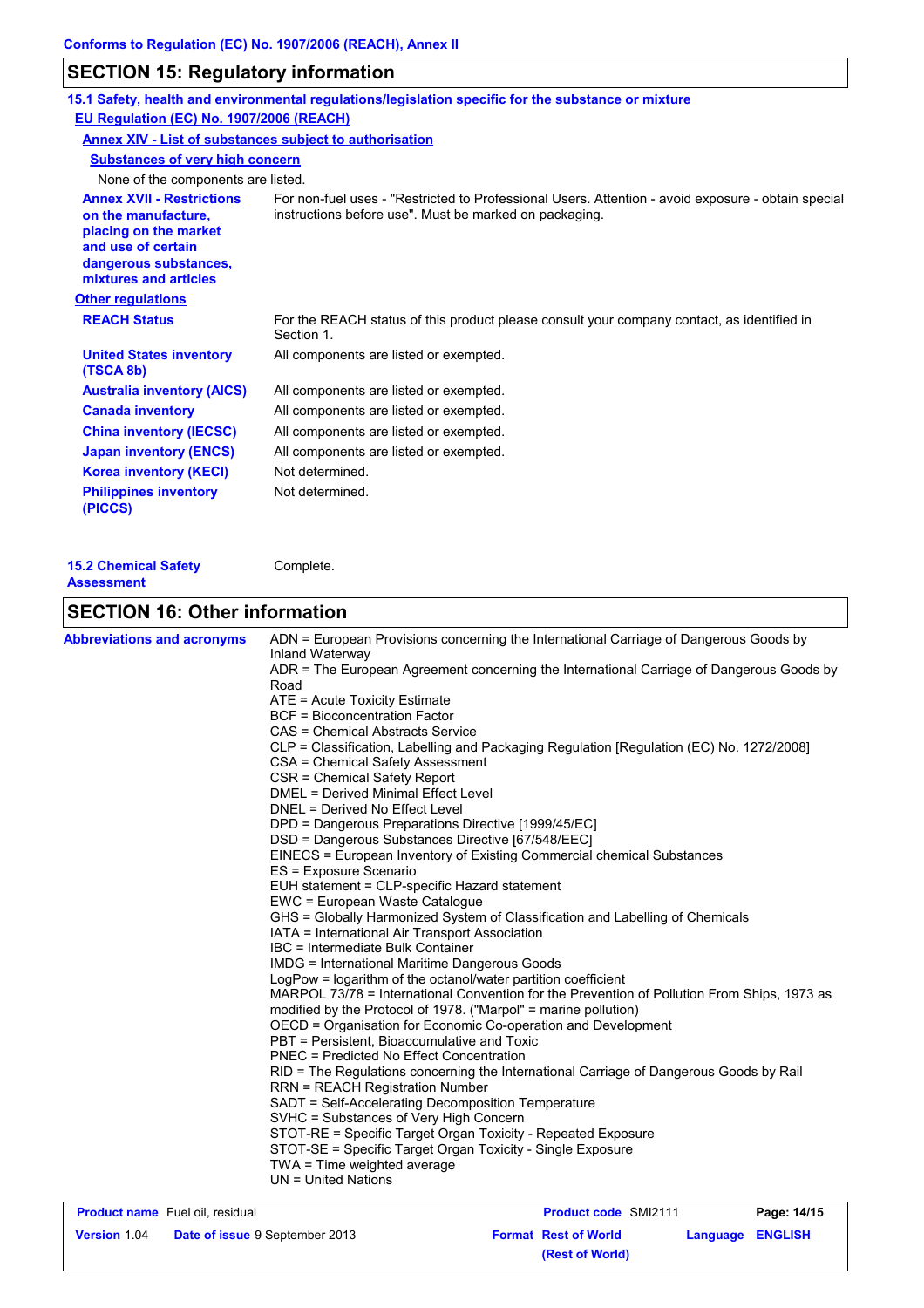## SECTION 15: Regulatory information

### 15.1 Safety, health and environmental regulations/legislation specific for the substance or mixture

**EU Regulation (EC) No. 1907/2006 (REACH)**

**Annex XIV - List of substances subject to authorisation**

**Substances of very high concern**

None of the components are listed.

| | |
|---|---|
| **Annex XVII - Restrictions on the manufacture, placing on the market and use of certain dangerous substances, mixtures and articles** | For non-fuel uses - "Restricted to Professional Users. Attention - avoid exposure - obtain special instructions before use". Must be marked on packaging. |

**Other regulations**

| | |
|---|---|
| **REACH Status** | For the REACH status of this product please consult your company contact, as identified in Section 1. |
| **United States inventory (TSCA 8b)** | All components are listed or exempted. |
| **Australia inventory (AICS)** | All components are listed or exempted. |
| **Canada inventory** | All components are listed or exempted. |
| **China inventory (IECSC)** | All components are listed or exempted. |
| **Japan inventory (ENCS)** | All components are listed or exempted. |
| **Korea inventory (KECI)** | Not determined. |
| **Philippines inventory (PICCS)** | Not determined. |

**15.2 Chemical Safety Assessment** Complete.

## SECTION 16: Other information

**Abbreviations and acronyms**

ADN = European Provisions concerning the International Carriage of Dangerous Goods by Inland Waterway
ADR = The European Agreement concerning the International Carriage of Dangerous Goods by Road
ATE = Acute Toxicity Estimate
BCF = Bioconcentration Factor
CAS = Chemical Abstracts Service
CLP = Classification, Labelling and Packaging Regulation [Regulation (EC) No. 1272/2008]
CSA = Chemical Safety Assessment
CSR = Chemical Safety Report
DMEL = Derived Minimal Effect Level
DNEL = Derived No Effect Level
DPD = Dangerous Preparations Directive [1999/45/EC]
DSD = Dangerous Substances Directive [67/548/EEC]
EINECS = European Inventory of Existing Commercial chemical Substances
ES = Exposure Scenario
EUH statement = CLP-specific Hazard statement
EWC = European Waste Catalogue
GHS = Globally Harmonized System of Classification and Labelling of Chemicals
IATA = International Air Transport Association
IBC = Intermediate Bulk Container
IMDG = International Maritime Dangerous Goods
LogPow = logarithm of the octanol/water partition coefficient
MARPOL 73/78 = International Convention for the Prevention of Pollution From Ships, 1973 as modified by the Protocol of 1978. ("Marpol" = marine pollution)
OECD = Organisation for Economic Co-operation and Development
PBT = Persistent, Bioaccumulative and Toxic
PNEC = Predicted No Effect Concentration
RID = The Regulations concerning the International Carriage of Dangerous Goods by Rail
RRN = REACH Registration Number
SADT = Self-Accelerating Decomposition Temperature
SVHC = Substances of Very High Concern
STOT-RE = Specific Target Organ Toxicity - Repeated Exposure
STOT-SE = Specific Target Organ Toxicity - Single Exposure
TWA = Time weighted average
UN = United Nations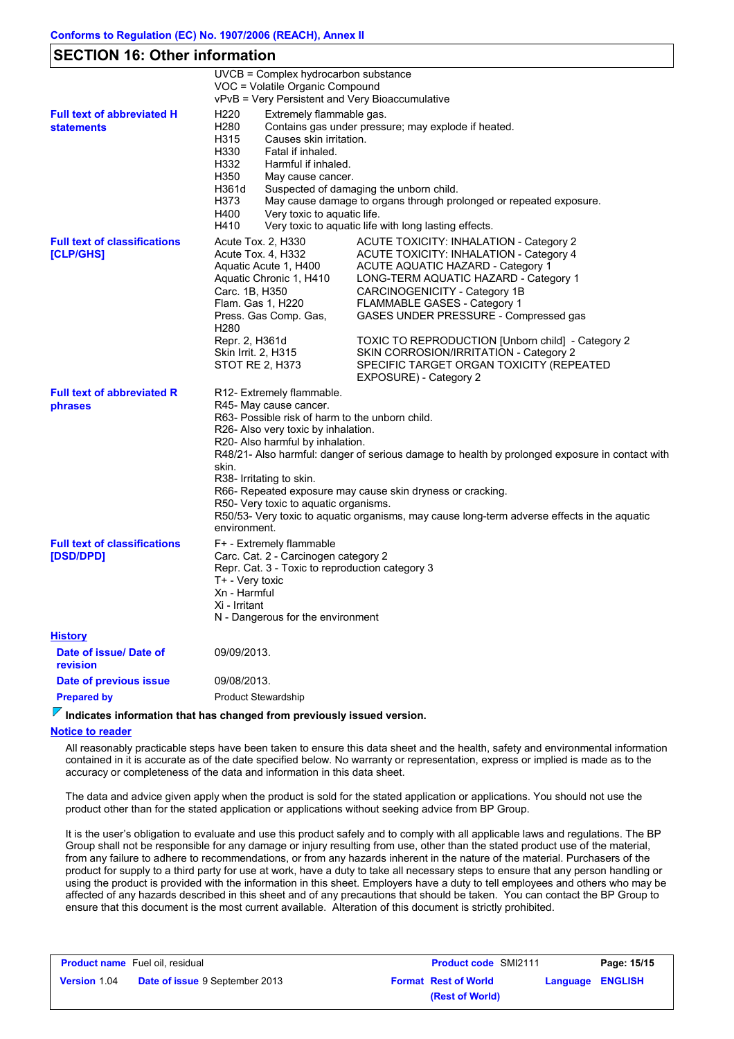## SECTION 16: Other information

UVCB = Complex hydrocarbon substance
VOC = Volatile Organic Compound
vPvB = Very Persistent and Very Bioaccumulative

**Full text of abbreviated H statements**

| | |
|---|---|
| H220 | Extremely flammable gas. |
| H280 | Contains gas under pressure; may explode if heated. |
| H315 | Causes skin irritation. |
| H330 | Fatal if inhaled. |
| H332 | Harmful if inhaled. |
| H350 | May cause cancer. |
| H361d | Suspected of damaging the unborn child. |
| H373 | May cause damage to organs through prolonged or repeated exposure. |
| H400 | Very toxic to aquatic life. |
| H410 | Very toxic to aquatic life with long lasting effects. |

**Full text of classifications [CLP/GHS]**

| | |
|---|---|
| Acute Tox. 2, H330 | ACUTE TOXICITY: INHALATION - Category 2 |
| Acute Tox. 4, H332 | ACUTE TOXICITY: INHALATION - Category 4 |
| Aquatic Acute 1, H400 | ACUTE AQUATIC HAZARD - Category 1 |
| Aquatic Chronic 1, H410 | LONG-TERM AQUATIC HAZARD - Category 1 |
| Carc. 1B, H350 | CARCINOGENICITY - Category 1B |
| Flam. Gas 1, H220 | FLAMMABLE GASES - Category 1 |
| Press. Gas Comp. Gas, H280 | GASES UNDER PRESSURE - Compressed gas |
| Repr. 2, H361d | TOXIC TO REPRODUCTION [Unborn child] - Category 2 |
| Skin Irrit. 2, H315 | SKIN CORROSION/IRRITATION - Category 2 |
| STOT RE 2, H373 | SPECIFIC TARGET ORGAN TOXICITY (REPEATED EXPOSURE) - Category 2 |

**Full text of abbreviated R phrases**

R12- Extremely flammable.
R45- May cause cancer.
R63- Possible risk of harm to the unborn child.
R26- Also very toxic by inhalation.
R20- Also harmful by inhalation.
R48/21- Also harmful: danger of serious damage to health by prolonged exposure in contact with skin.
R38- Irritating to skin.
R66- Repeated exposure may cause skin dryness or cracking.
R50- Very toxic to aquatic organisms.
R50/53- Very toxic to aquatic organisms, may cause long-term adverse effects in the aquatic environment.

**Full text of classifications [DSD/DPD]**

F+ - Extremely flammable
Carc. Cat. 2 - Carcinogen category 2
Repr. Cat. 3 - Toxic to reproduction category 3
T+ - Very toxic
Xn - Harmful
Xi - Irritant
N - Dangerous for the environment

**History**

| | |
|---|---|
| **Date of issue/ Date of revision** | 09/09/2013. |
| **Date of previous issue** | 09/08/2013. |
| **Prepared by** | Product Stewardship |

**Indicates information that has changed from previously issued version.**

**Notice to reader**

All reasonably practicable steps have been taken to ensure this data sheet and the health, safety and environmental information contained in it is accurate as of the date specified below. No warranty or representation, express or implied is made as to the accuracy or completeness of the data and information in this data sheet.

The data and advice given apply when the product is sold for the stated application or applications. You should not use the product other than for the stated application or applications without seeking advice from BP Group.

It is the user's obligation to evaluate and use this product safely and to comply with all applicable laws and regulations. The BP Group shall not be responsible for any damage or injury resulting from use, other than the stated product use of the material, from any failure to adhere to recommendations, or from any hazards inherent in the nature of the material. Purchasers of the product for supply to a third party for use at work, have a duty to take all necessary steps to ensure that any person handling or using the product is provided with the information in this sheet. Employers have a duty to tell employees and others who may be affected of any hazards described in this sheet and of any precautions that should be taken. You can contact the BP Group to ensure that this document is the most current available. Alteration of this document is strictly prohibited.